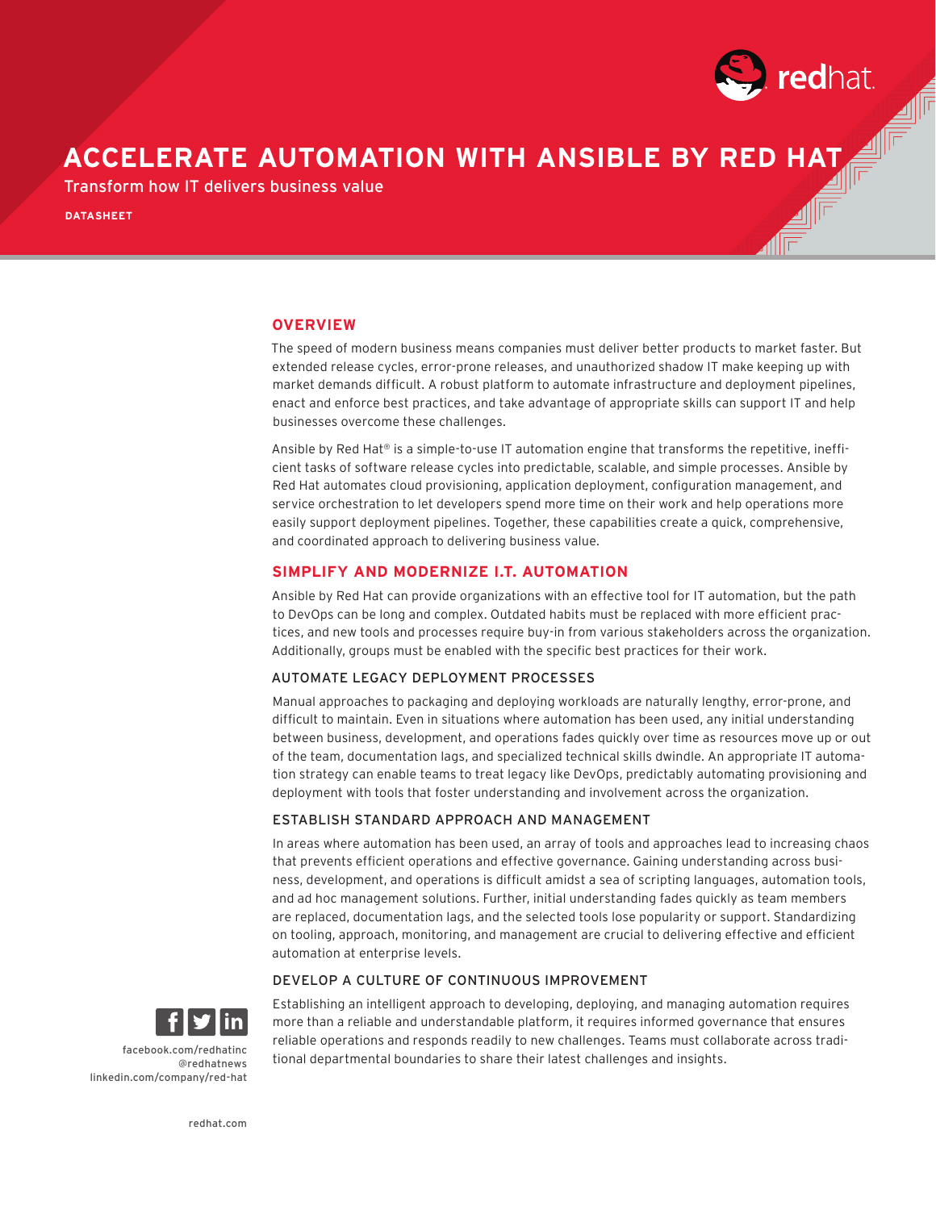# ACCELERATE AUTOMATION WITH ANSIBLE BY RED HAT

Transform how IT delivers business value

**DATASHEET**

## OVERVIEW

The speed of modern business means companies must deliver better products to market faster. But extended release cycles, error-prone releases, and unauthorized shadow IT make keeping up with market demands difficult. A robust platform to automate infrastructure and deployment pipelines, enact and enforce best practices, and take advantage of appropriate skills can support IT and help businesses overcome these challenges.

Ansible by Red Hat® is a simple-to-use IT automation engine that transforms the repetitive, inefficient tasks of software release cycles into predictable, scalable, and simple processes. Ansible by Red Hat automates cloud provisioning, application deployment, configuration management, and service orchestration to let developers spend more time on their work and help operations more easily support deployment pipelines. Together, these capabilities create a quick, comprehensive, and coordinated approach to delivering business value.

## SIMPLIFY AND MODERNIZE I.T. AUTOMATION

Ansible by Red Hat can provide organizations with an effective tool for IT automation, but the path to DevOps can be long and complex. Outdated habits must be replaced with more efficient practices, and new tools and processes require buy-in from various stakeholders across the organization. Additionally, groups must be enabled with the specific best practices for their work.

### AUTOMATE LEGACY DEPLOYMENT PROCESSES

Manual approaches to packaging and deploying workloads are naturally lengthy, error-prone, and difficult to maintain. Even in situations where automation has been used, any initial understanding between business, development, and operations fades quickly over time as resources move up or out of the team, documentation lags, and specialized technical skills dwindle. An appropriate IT automation strategy can enable teams to treat legacy like DevOps, predictably automating provisioning and deployment with tools that foster understanding and involvement across the organization.

### ESTABLISH STANDARD APPROACH AND MANAGEMENT

In areas where automation has been used, an array of tools and approaches lead to increasing chaos that prevents efficient operations and effective governance. Gaining understanding across business, development, and operations is difficult amidst a sea of scripting languages, automation tools, and ad hoc management solutions. Further, initial understanding fades quickly as team members are replaced, documentation lags, and the selected tools lose popularity or support. Standardizing on tooling, approach, monitoring, and management are crucial to delivering effective and efficient automation at enterprise levels.

### DEVELOP A CULTURE OF CONTINUOUS IMPROVEMENT

Establishing an intelligent approach to developing, deploying, and managing automation requires more than a reliable and understandable platform, it requires informed governance that ensures reliable operations and responds readily to new challenges. Teams must collaborate across traditional departmental boundaries to share their latest challenges and insights.

facebook.com/redhatinc
@redhatnews
linkedin.com/company/red-hat

redhat.com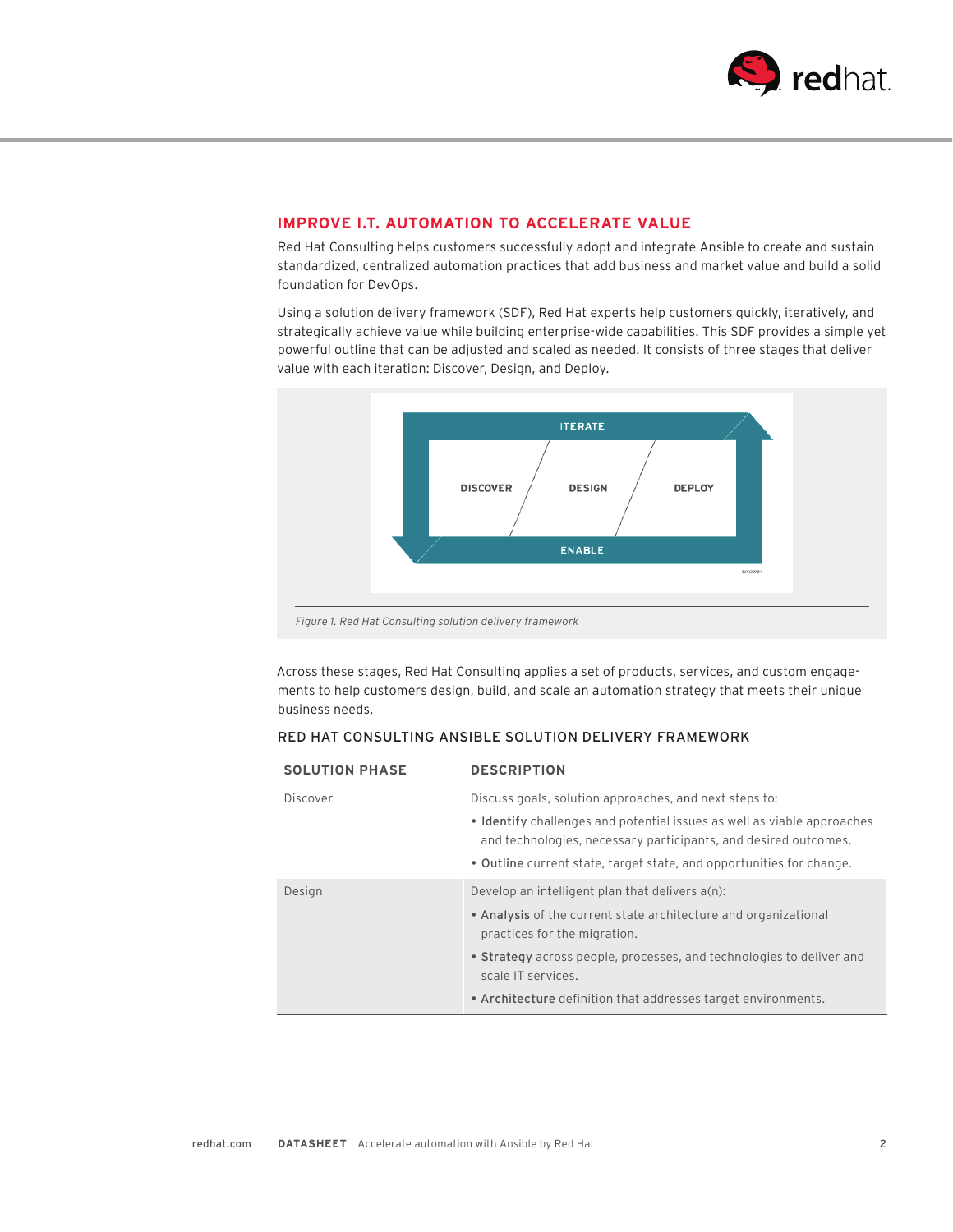## IMPROVE I.T. AUTOMATION TO ACCELERATE VALUE

Red Hat Consulting helps customers successfully adopt and integrate Ansible to create and sustain standardized, centralized automation practices that add business and market value and build a solid foundation for DevOps.

Using a solution delivery framework (SDF), Red Hat experts help customers quickly, iteratively, and strategically achieve value while building enterprise-wide capabilities. This SDF provides a simple yet powerful outline that can be adjusted and scaled as needed. It consists of three stages that deliver value with each iteration: Discover, Design, and Deploy.

ITERATE

DISCOVER / DESIGN / DEPLOY

ENABLE

*Figure 1. Red Hat Consulting solution delivery framework*

Across these stages, Red Hat Consulting applies a set of products, services, and custom engagements to help customers design, build, and scale an automation strategy that meets their unique business needs.

### RED HAT CONSULTING ANSIBLE SOLUTION DELIVERY FRAMEWORK

| SOLUTION PHASE | DESCRIPTION |
| --- | --- |
| Discover | Discuss goals, solution approaches, and next steps to:<br>• **Identify** challenges and potential issues as well as viable approaches and technologies, necessary participants, and desired outcomes.<br>• **Outline** current state, target state, and opportunities for change. |
| Design | Develop an intelligent plan that delivers a(n):<br>• **Analysis** of the current state architecture and organizational practices for the migration.<br>• **Strategy** across people, processes, and technologies to deliver and scale IT services.<br>• **Architecture** definition that addresses target environments. |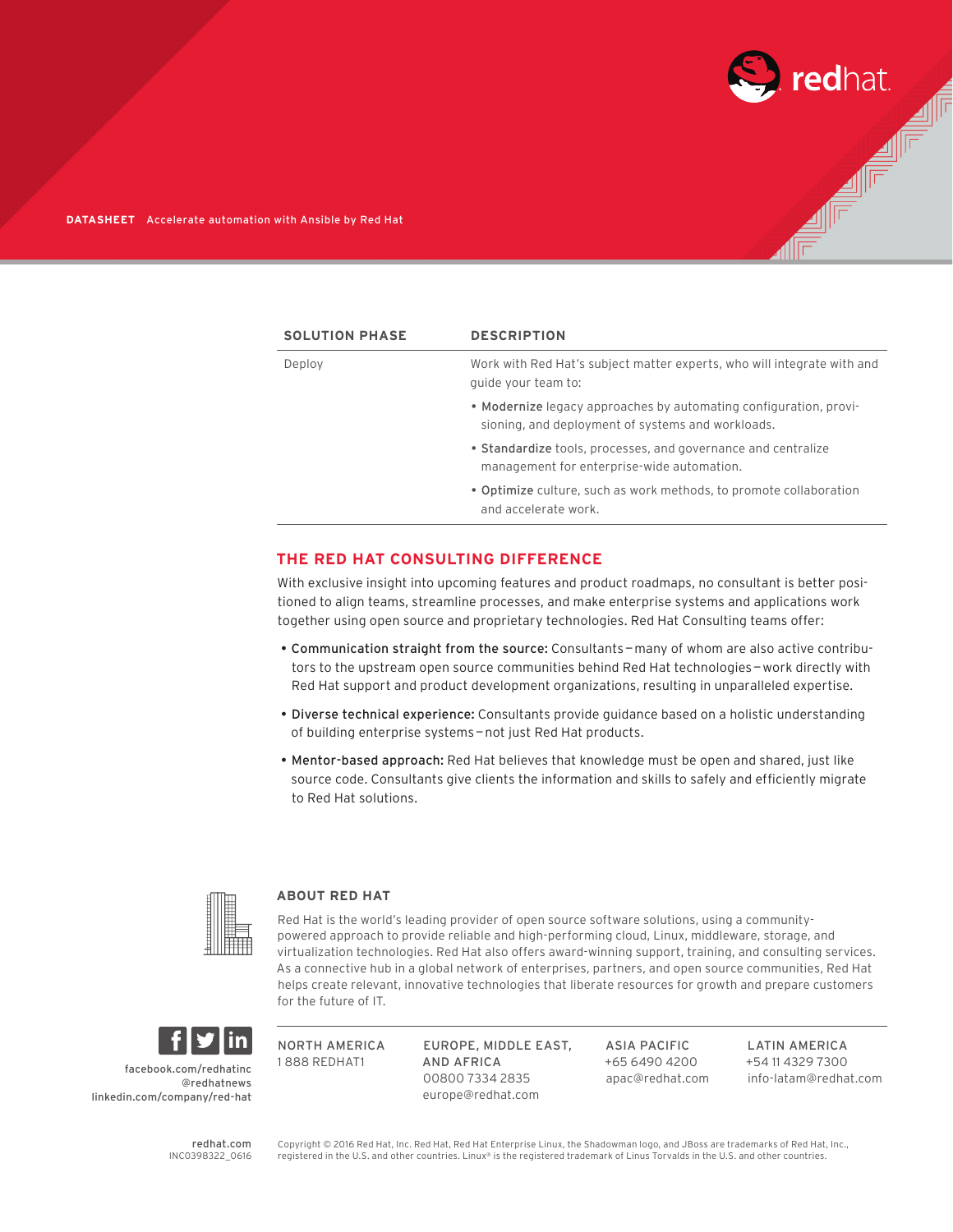| SOLUTION PHASE | DESCRIPTION |
|---|---|
| Deploy | Work with Red Hat's subject matter experts, who will integrate with and guide your team to:<br>• **Modernize** legacy approaches by automating configuration, provisioning, and deployment of systems and workloads.<br>• **Standardize** tools, processes, and governance and centralize management for enterprise-wide automation.<br>• **Optimize** culture, such as work methods, to promote collaboration and accelerate work. |

## THE RED HAT CONSULTING DIFFERENCE

With exclusive insight into upcoming features and product roadmaps, no consultant is better positioned to align teams, streamline processes, and make enterprise systems and applications work together using open source and proprietary technologies. Red Hat Consulting teams offer:

- **Communication straight from the source:** Consultants—many of whom are also active contributors to the upstream open source communities behind Red Hat technologies—work directly with Red Hat support and product development organizations, resulting in unparalleled expertise.
- **Diverse technical experience:** Consultants provide guidance based on a holistic understanding of building enterprise systems—not just Red Hat products.
- **Mentor-based approach:** Red Hat believes that knowledge must be open and shared, just like source code. Consultants give clients the information and skills to safely and efficiently migrate to Red Hat solutions.

### ABOUT RED HAT

Red Hat is the world's leading provider of open source software solutions, using a community-powered approach to provide reliable and high-performing cloud, Linux, middleware, storage, and virtualization technologies. Red Hat also offers award-winning support, training, and consulting services. As a connective hub in a global network of enterprises, partners, and open source communities, Red Hat helps create relevant, innovative technologies that liberate resources for growth and prepare customers for the future of IT.

facebook.com/redhatinc
@redhatnews
linkedin.com/company/red-hat

**NORTH AMERICA**
1 888 REDHAT1

**EUROPE, MIDDLE EAST, AND AFRICA**
00800 7334 2835
europe@redhat.com

**ASIA PACIFIC**
+65 6490 4200
apac@redhat.com

**LATIN AMERICA**
+54 11 4329 7300
info-latam@redhat.com

redhat.com
INC0398322_0616

Copyright © 2016 Red Hat, Inc. Red Hat, Red Hat Enterprise Linux, the Shadowman logo, and JBoss are trademarks of Red Hat, Inc., registered in the U.S. and other countries. Linux® is the registered trademark of Linus Torvalds in the U.S. and other countries.